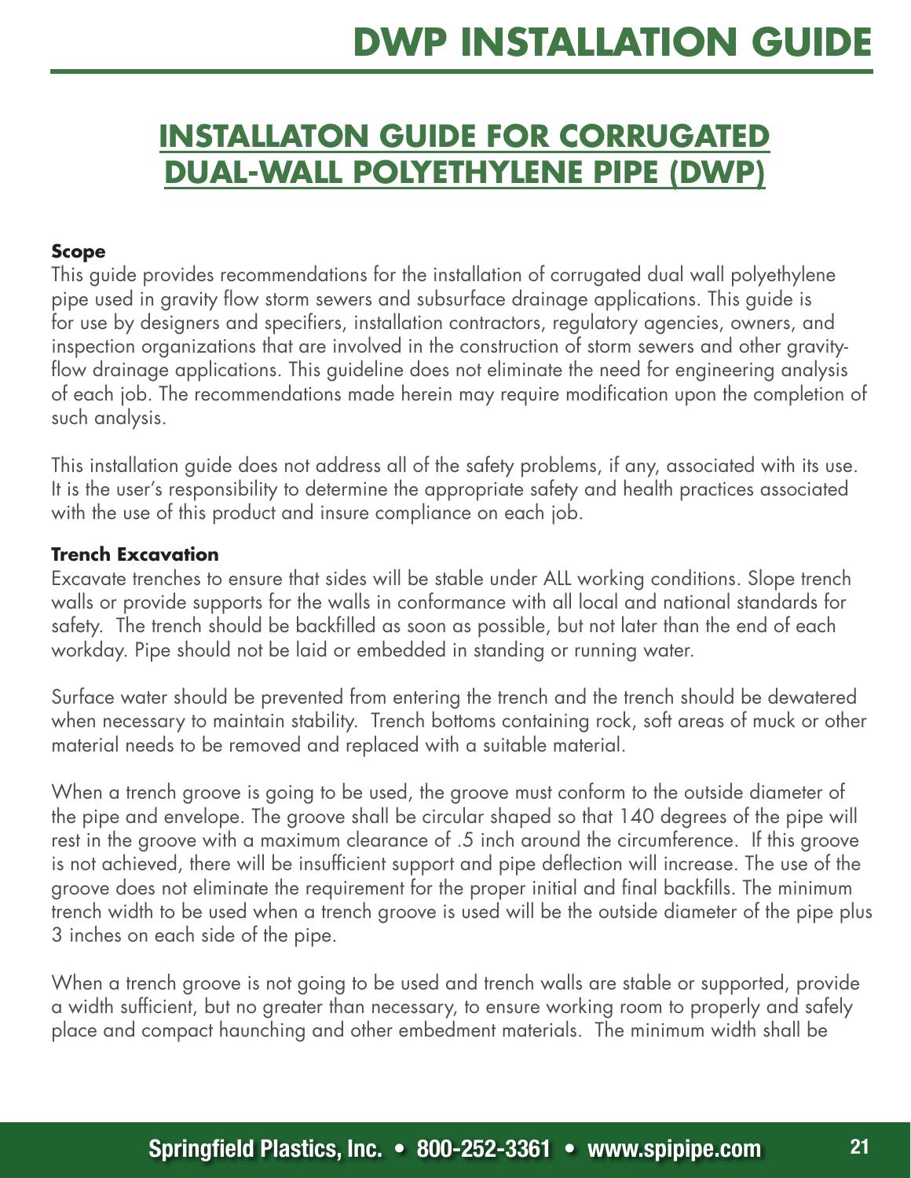# INSTALLATON GUIDE FOR CORRUGATED DUAL-WALL POLYETHYLENE PIPE (DWP)

**Scope**

This guide provides recommendations for the installation of corrugated dual wall polyethylene pipe used in gravity flow storm sewers and subsurface drainage applications. This guide is for use by designers and specifiers, installation contractors, regulatory agencies, owners, and inspection organizations that are involved in the construction of storm sewers and other gravity-flow drainage applications. This guideline does not eliminate the need for engineering analysis of each job. The recommendations made herein may require modification upon the completion of such analysis.

This installation guide does not address all of the safety problems, if any, associated with its use. It is the user's responsibility to determine the appropriate safety and health practices associated with the use of this product and insure compliance on each job.

**Trench Excavation**

Excavate trenches to ensure that sides will be stable under ALL working conditions. Slope trench walls or provide supports for the walls in conformance with all local and national standards for safety. The trench should be backfilled as soon as possible, but not later than the end of each workday. Pipe should not be laid or embedded in standing or running water.

Surface water should be prevented from entering the trench and the trench should be dewatered when necessary to maintain stability. Trench bottoms containing rock, soft areas of muck or other material needs to be removed and replaced with a suitable material.

When a trench groove is going to be used, the groove must conform to the outside diameter of the pipe and envelope. The groove shall be circular shaped so that 140 degrees of the pipe will rest in the groove with a maximum clearance of .5 inch around the circumference. If this groove is not achieved, there will be insufficient support and pipe deflection will increase. The use of the groove does not eliminate the requirement for the proper initial and final backfills. The minimum trench width to be used when a trench groove is used will be the outside diameter of the pipe plus 3 inches on each side of the pipe.

When a trench groove is not going to be used and trench walls are stable or supported, provide a width sufficient, but no greater than necessary, to ensure working room to properly and safely place and compact haunching and other embedment materials. The minimum width shall be